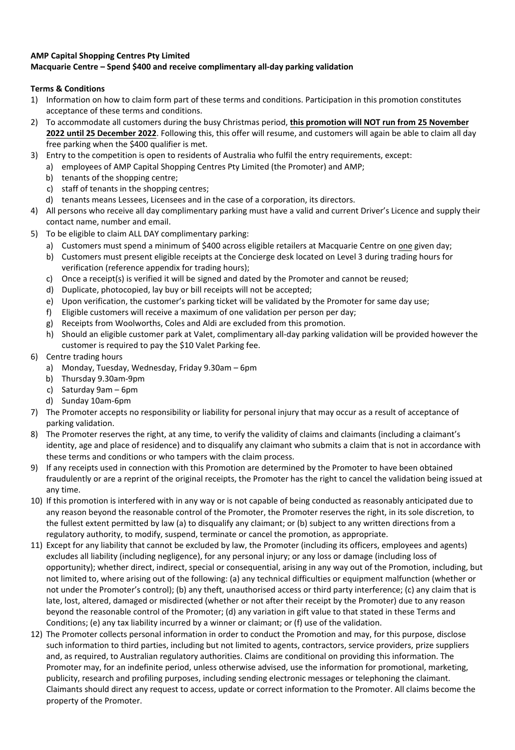**AMP Capital Shopping Centres Pty Limited**
**Macquarie Centre – Spend $400 and receive complimentary all-day parking validation**

**Terms & Conditions**

1) Information on how to claim form part of these terms and conditions. Participation in this promotion constitutes acceptance of these terms and conditions.
2) To accommodate all customers during the busy Christmas period, **this promotion will NOT run from 25 November 2022 until 25 December 2022**. Following this, this offer will resume, and customers will again be able to claim all day free parking when the $400 qualifier is met.
3) Entry to the competition is open to residents of Australia who fulfil the entry requirements, except:
   a) employees of AMP Capital Shopping Centres Pty Limited (the Promoter) and AMP;
   b) tenants of the shopping centre;
   c) staff of tenants in the shopping centres;
   d) tenants means Lessees, Licensees and in the case of a corporation, its directors.
4) All persons who receive all day complimentary parking must have a valid and current Driver's Licence and supply their contact name, number and email.
5) To be eligible to claim ALL DAY complimentary parking:
   a) Customers must spend a minimum of $400 across eligible retailers at Macquarie Centre on one given day;
   b) Customers must present eligible receipts at the Concierge desk located on Level 3 during trading hours for verification (reference appendix for trading hours);
   c) Once a receipt(s) is verified it will be signed and dated by the Promoter and cannot be reused;
   d) Duplicate, photocopied, lay buy or bill receipts will not be accepted;
   e) Upon verification, the customer's parking ticket will be validated by the Promoter for same day use;
   f) Eligible customers will receive a maximum of one validation per person per day;
   g) Receipts from Woolworths, Coles and Aldi are excluded from this promotion.
   h) Should an eligible customer park at Valet, complimentary all-day parking validation will be provided however the customer is required to pay the $10 Valet Parking fee.
6) Centre trading hours
   a) Monday, Tuesday, Wednesday, Friday 9.30am – 6pm
   b) Thursday 9.30am-9pm
   c) Saturday 9am – 6pm
   d) Sunday 10am-6pm
7) The Promoter accepts no responsibility or liability for personal injury that may occur as a result of acceptance of parking validation.
8) The Promoter reserves the right, at any time, to verify the validity of claims and claimants (including a claimant's identity, age and place of residence) and to disqualify any claimant who submits a claim that is not in accordance with these terms and conditions or who tampers with the claim process.
9) If any receipts used in connection with this Promotion are determined by the Promoter to have been obtained fraudulently or are a reprint of the original receipts, the Promoter has the right to cancel the validation being issued at any time.
10) If this promotion is interfered with in any way or is not capable of being conducted as reasonably anticipated due to any reason beyond the reasonable control of the Promoter, the Promoter reserves the right, in its sole discretion, to the fullest extent permitted by law (a) to disqualify any claimant; or (b) subject to any written directions from a regulatory authority, to modify, suspend, terminate or cancel the promotion, as appropriate.
11) Except for any liability that cannot be excluded by law, the Promoter (including its officers, employees and agents) excludes all liability (including negligence), for any personal injury; or any loss or damage (including loss of opportunity); whether direct, indirect, special or consequential, arising in any way out of the Promotion, including, but not limited to, where arising out of the following: (a) any technical difficulties or equipment malfunction (whether or not under the Promoter's control); (b) any theft, unauthorised access or third party interference; (c) any claim that is late, lost, altered, damaged or misdirected (whether or not after their receipt by the Promoter) due to any reason beyond the reasonable control of the Promoter; (d) any variation in gift value to that stated in these Terms and Conditions; (e) any tax liability incurred by a winner or claimant; or (f) use of the validation.
12) The Promoter collects personal information in order to conduct the Promotion and may, for this purpose, disclose such information to third parties, including but not limited to agents, contractors, service providers, prize suppliers and, as required, to Australian regulatory authorities. Claims are conditional on providing this information. The Promoter may, for an indefinite period, unless otherwise advised, use the information for promotional, marketing, publicity, research and profiling purposes, including sending electronic messages or telephoning the claimant. Claimants should direct any request to access, update or correct information to the Promoter. All claims become the property of the Promoter.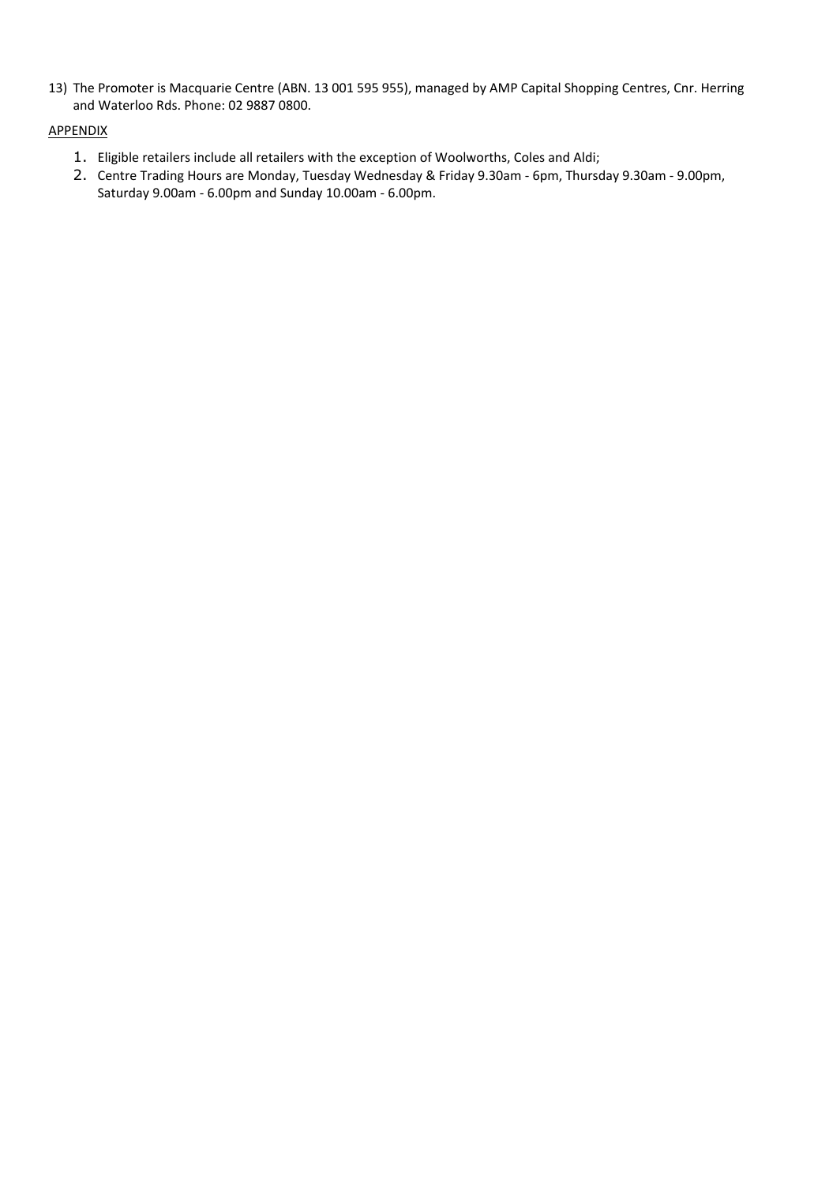13) The Promoter is Macquarie Centre (ABN. 13 001 595 955), managed by AMP Capital Shopping Centres, Cnr. Herring and Waterloo Rds. Phone: 02 9887 0800.

<u>APPENDIX</u>

1. Eligible retailers include all retailers with the exception of Woolworths, Coles and Aldi;
2. Centre Trading Hours are Monday, Tuesday Wednesday & Friday 9.30am - 6pm, Thursday 9.30am - 9.00pm, Saturday 9.00am - 6.00pm and Sunday 10.00am - 6.00pm.